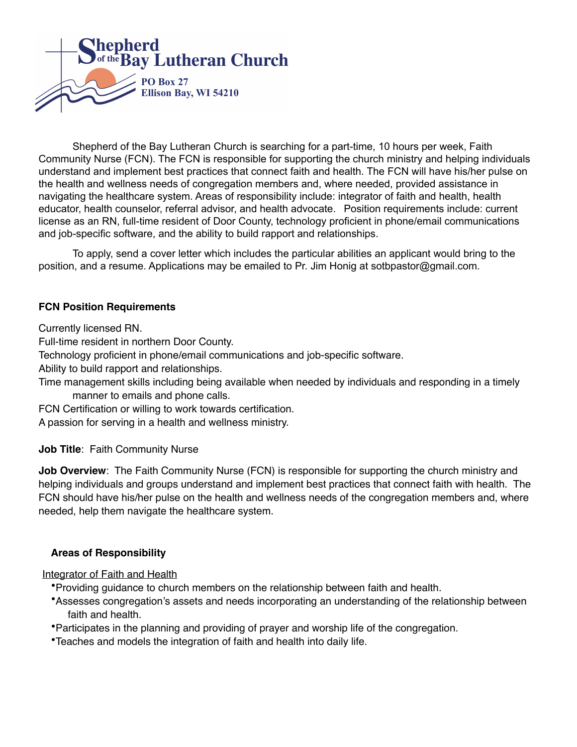**Shepherd of the Bay Lutheran Church**
PO Box 27
Ellison Bay, WI 54210

Shepherd of the Bay Lutheran Church is searching for a part-time, 10 hours per week, Faith Community Nurse (FCN). The FCN is responsible for supporting the church ministry and helping individuals understand and implement best practices that connect faith and health. The FCN will have his/her pulse on the health and wellness needs of congregation members and, where needed, provided assistance in navigating the healthcare system. Areas of responsibility include: integrator of faith and health, health educator, health counselor, referral advisor, and health advocate. Position requirements include: current license as an RN, full-time resident of Door County, technology proficient in phone/email communications and job-specific software, and the ability to build rapport and relationships.

To apply, send a cover letter which includes the particular abilities an applicant would bring to the position, and a resume. Applications may be emailed to Pr. Jim Honig at sotbpastor@gmail.com.

**FCN Position Requirements**

Currently licensed RN.
Full-time resident in northern Door County.
Technology proficient in phone/email communications and job-specific software.
Ability to build rapport and relationships.
Time management skills including being available when needed by individuals and responding in a timely manner to emails and phone calls.
FCN Certification or willing to work towards certification.
A passion for serving in a health and wellness ministry.

**Job Title**: Faith Community Nurse

**Job Overview**: The Faith Community Nurse (FCN) is responsible for supporting the church ministry and helping individuals and groups understand and implement best practices that connect faith with health. The FCN should have his/her pulse on the health and wellness needs of the congregation members and, where needed, help them navigate the healthcare system.

**Areas of Responsibility**

Integrator of Faith and Health

- Providing guidance to church members on the relationship between faith and health.
- Assesses congregation's assets and needs incorporating an understanding of the relationship between faith and health.
- Participates in the planning and providing of prayer and worship life of the congregation.
- Teaches and models the integration of faith and health into daily life.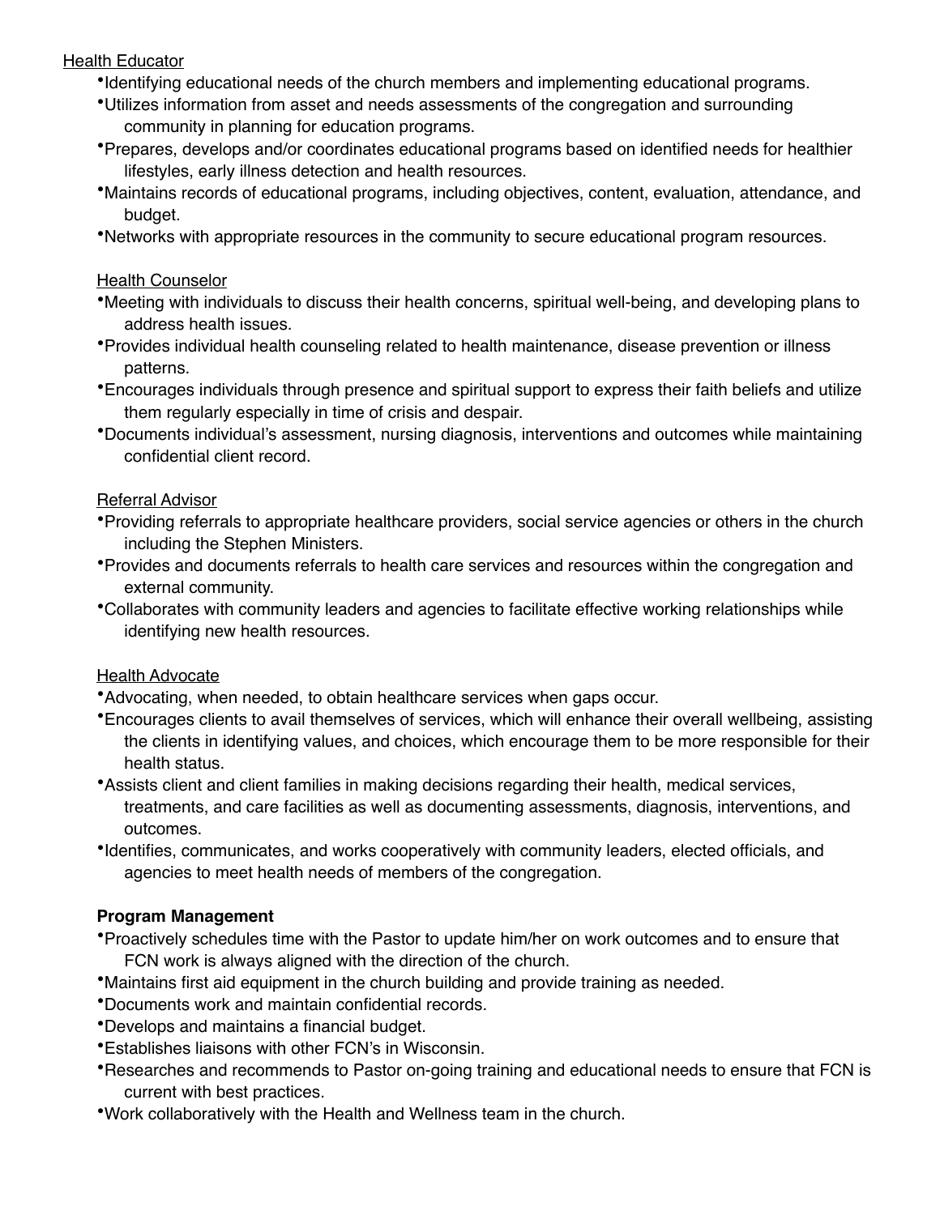Health Educator

- Identifying educational needs of the church members and implementing educational programs.
- Utilizes information from asset and needs assessments of the congregation and surrounding community in planning for education programs.
- Prepares, develops and/or coordinates educational programs based on identified needs for healthier lifestyles, early illness detection and health resources.
- Maintains records of educational programs, including objectives, content, evaluation, attendance, and budget.
- Networks with appropriate resources in the community to secure educational program resources.

Health Counselor

- Meeting with individuals to discuss their health concerns, spiritual well-being, and developing plans to address health issues.
- Provides individual health counseling related to health maintenance, disease prevention or illness patterns.
- Encourages individuals through presence and spiritual support to express their faith beliefs and utilize them regularly especially in time of crisis and despair.
- Documents individual's assessment, nursing diagnosis, interventions and outcomes while maintaining confidential client record.

Referral Advisor

- Providing referrals to appropriate healthcare providers, social service agencies or others in the church including the Stephen Ministers.
- Provides and documents referrals to health care services and resources within the congregation and external community.
- Collaborates with community leaders and agencies to facilitate effective working relationships while identifying new health resources.

Health Advocate

- Advocating, when needed, to obtain healthcare services when gaps occur.
- Encourages clients to avail themselves of services, which will enhance their overall wellbeing, assisting the clients in identifying values, and choices, which encourage them to be more responsible for their health status.
- Assists client and client families in making decisions regarding their health, medical services, treatments, and care facilities as well as documenting assessments, diagnosis, interventions, and outcomes.
- Identifies, communicates, and works cooperatively with community leaders, elected officials, and agencies to meet health needs of members of the congregation.

**Program Management**

- Proactively schedules time with the Pastor to update him/her on work outcomes and to ensure that FCN work is always aligned with the direction of the church.
- Maintains first aid equipment in the church building and provide training as needed.
- Documents work and maintain confidential records.
- Develops and maintains a financial budget.
- Establishes liaisons with other FCN's in Wisconsin.
- Researches and recommends to Pastor on-going training and educational needs to ensure that FCN is current with best practices.
- Work collaboratively with the Health and Wellness team in the church.